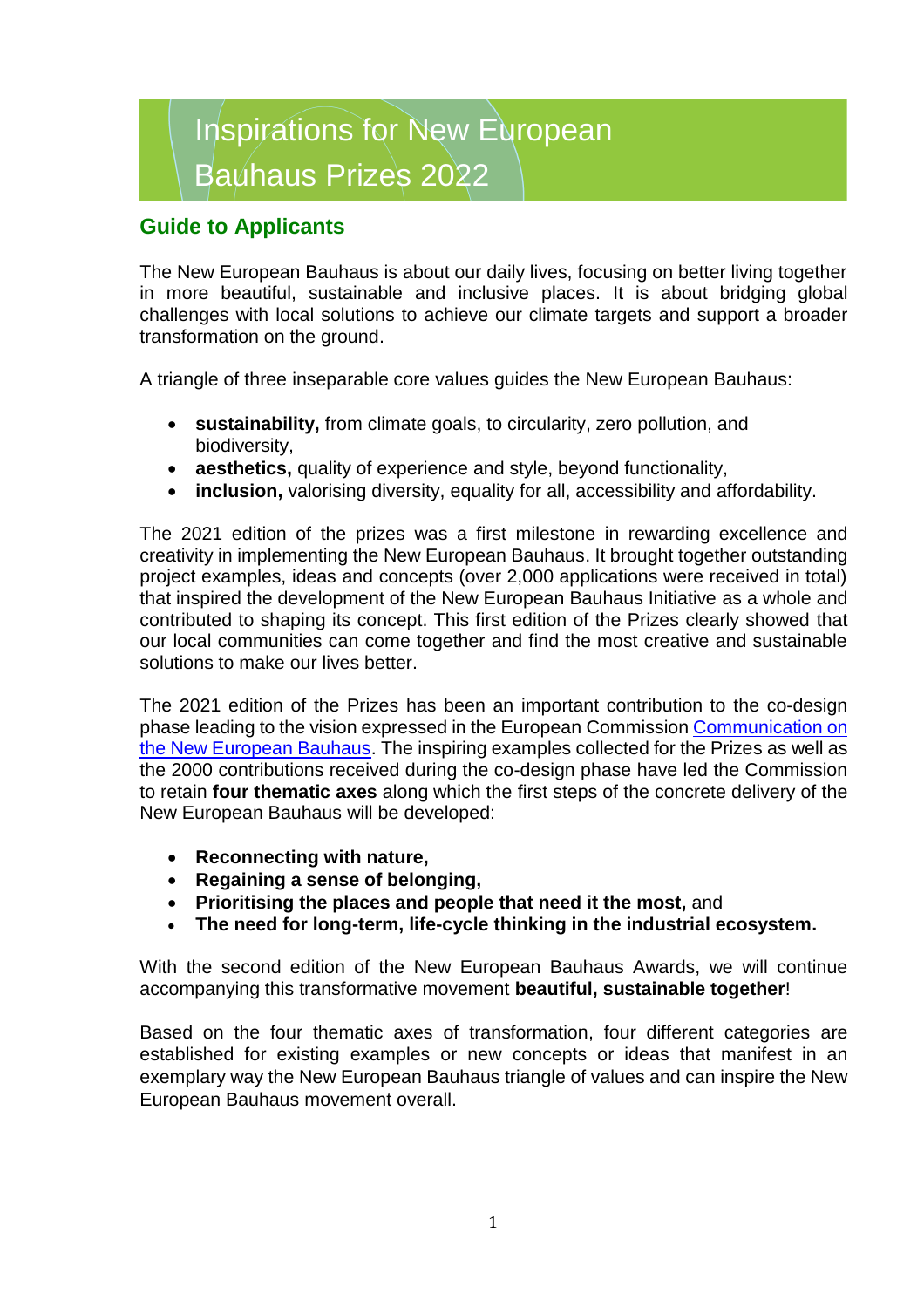# Inspirations for New European Bauhaus Prizes 2022

## Guide to Applicants

The New European Bauhaus is about our daily lives, focusing on better living together in more beautiful, sustainable and inclusive places. It is about bridging global challenges with local solutions to achieve our climate targets and support a broader transformation on the ground.

A triangle of three inseparable core values guides the New European Bauhaus:

- **sustainability,** from climate goals, to circularity, zero pollution, and biodiversity,
- **aesthetics,** quality of experience and style, beyond functionality,
- **inclusion,** valorising diversity, equality for all, accessibility and affordability.

The 2021 edition of the prizes was a first milestone in rewarding excellence and creativity in implementing the New European Bauhaus. It brought together outstanding project examples, ideas and concepts (over 2,000 applications were received in total) that inspired the development of the New European Bauhaus Initiative as a whole and contributed to shaping its concept. This first edition of the Prizes clearly showed that our local communities can come together and find the most creative and sustainable solutions to make our lives better.

The 2021 edition of the Prizes has been an important contribution to the co-design phase leading to the vision expressed in the European Commission Communication on the New European Bauhaus. The inspiring examples collected for the Prizes as well as the 2000 contributions received during the co-design phase have led the Commission to retain **four thematic axes** along which the first steps of the concrete delivery of the New European Bauhaus will be developed:

- **Reconnecting with nature,**
- **Regaining a sense of belonging,**
- **Prioritising the places and people that need it the most,** and
- **The need for long-term, life-cycle thinking in the industrial ecosystem.**

With the second edition of the New European Bauhaus Awards, we will continue accompanying this transformative movement **beautiful, sustainable together**!

Based on the four thematic axes of transformation, four different categories are established for existing examples or new concepts or ideas that manifest in an exemplary way the New European Bauhaus triangle of values and can inspire the New European Bauhaus movement overall.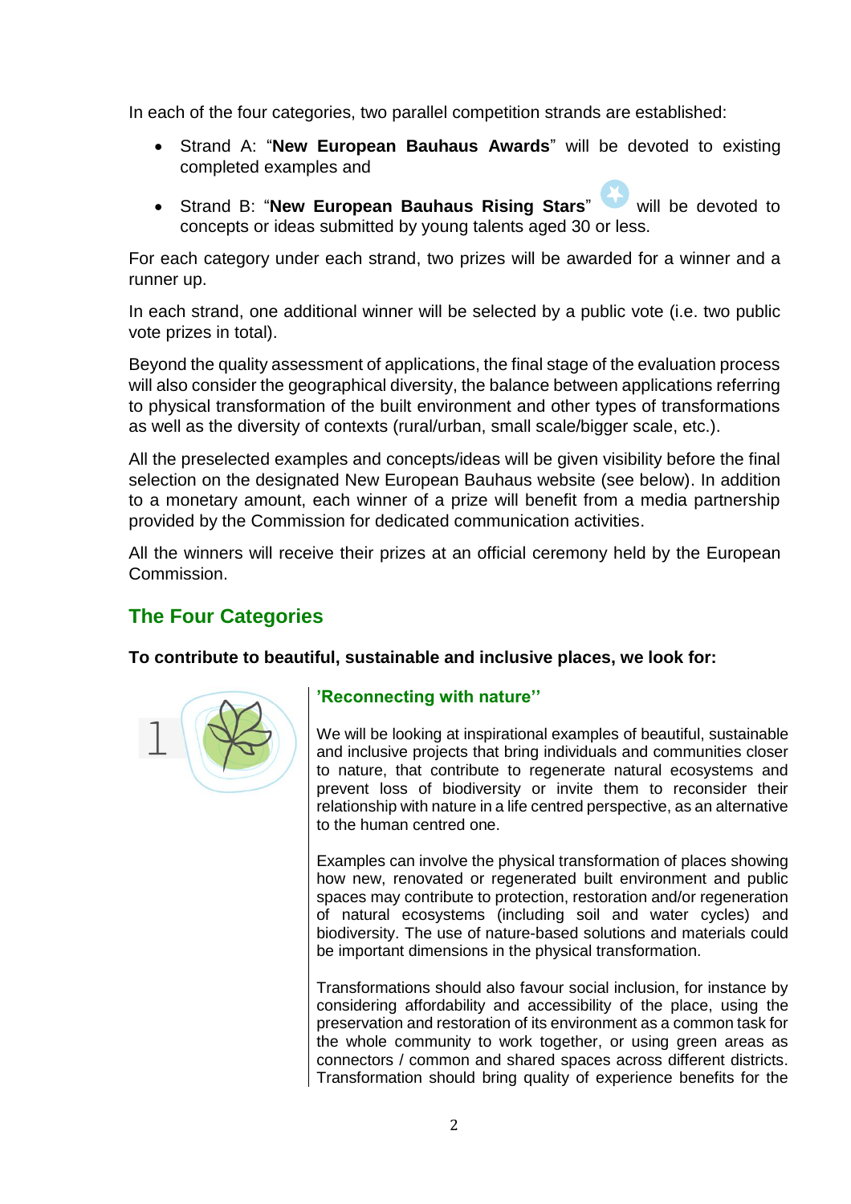In each of the four categories, two parallel competition strands are established:

- Strand A: "**New European Bauhaus Awards**" will be devoted to existing completed examples and
- Strand B: "**New European Bauhaus Rising Stars**" will be devoted to concepts or ideas submitted by young talents aged 30 or less.

For each category under each strand, two prizes will be awarded for a winner and a runner up.

In each strand, one additional winner will be selected by a public vote (i.e. two public vote prizes in total).

Beyond the quality assessment of applications, the final stage of the evaluation process will also consider the geographical diversity, the balance between applications referring to physical transformation of the built environment and other types of transformations as well as the diversity of contexts (rural/urban, small scale/bigger scale, etc.).

All the preselected examples and concepts/ideas will be given visibility before the final selection on the designated New European Bauhaus website (see below). In addition to a monetary amount, each winner of a prize will benefit from a media partnership provided by the Commission for dedicated communication activities.

All the winners will receive their prizes at an official ceremony held by the European Commission.

## The Four Categories

**To contribute to beautiful, sustainable and inclusive places, we look for:**

### 1 'Reconnecting with nature''

We will be looking at inspirational examples of beautiful, sustainable and inclusive projects that bring individuals and communities closer to nature, that contribute to regenerate natural ecosystems and prevent loss of biodiversity or invite them to reconsider their relationship with nature in a life centred perspective, as an alternative to the human centred one.

Examples can involve the physical transformation of places showing how new, renovated or regenerated built environment and public spaces may contribute to protection, restoration and/or regeneration of natural ecosystems (including soil and water cycles) and biodiversity. The use of nature-based solutions and materials could be important dimensions in the physical transformation.

Transformations should also favour social inclusion, for instance by considering affordability and accessibility of the place, using the preservation and restoration of its environment as a common task for the whole community to work together, or using green areas as connectors / common and shared spaces across different districts. Transformation should bring quality of experience benefits for the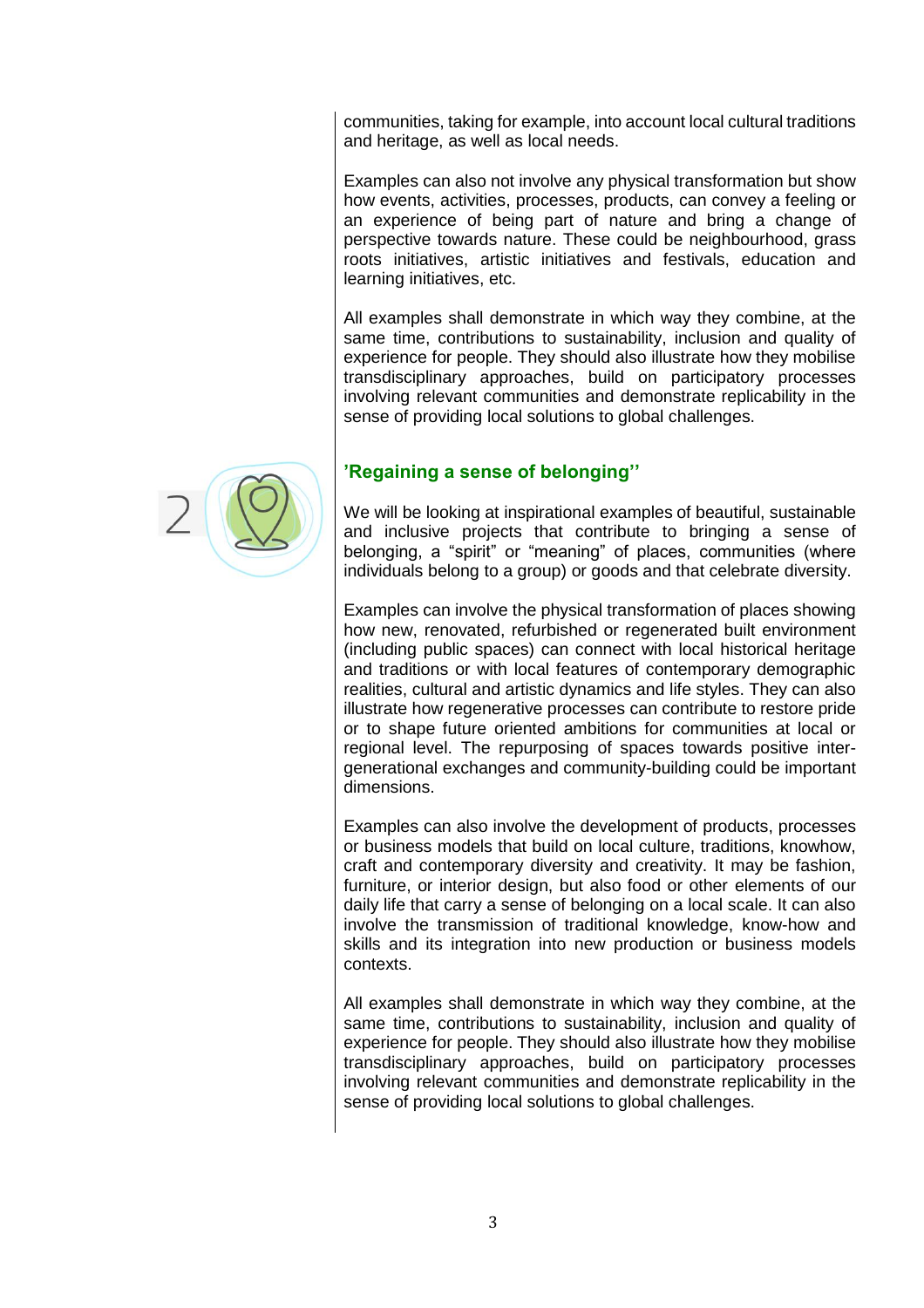communities, taking for example, into account local cultural traditions and heritage, as well as local needs.

Examples can also not involve any physical transformation but show how events, activities, processes, products, can convey a feeling or an experience of being part of nature and bring a change of perspective towards nature. These could be neighbourhood, grass roots initiatives, artistic initiatives and festivals, education and learning initiatives, etc.

All examples shall demonstrate in which way they combine, at the same time, contributions to sustainability, inclusion and quality of experience for people. They should also illustrate how they mobilise transdisciplinary approaches, build on participatory processes involving relevant communities and demonstrate replicability in the sense of providing local solutions to global challenges.

## 2 ’Regaining a sense of belonging’’

We will be looking at inspirational examples of beautiful, sustainable and inclusive projects that contribute to bringing a sense of belonging, a “spirit” or “meaning” of places, communities (where individuals belong to a group) or goods and that celebrate diversity.

Examples can involve the physical transformation of places showing how new, renovated, refurbished or regenerated built environment (including public spaces) can connect with local historical heritage and traditions or with local features of contemporary demographic realities, cultural and artistic dynamics and life styles. They can also illustrate how regenerative processes can contribute to restore pride or to shape future oriented ambitions for communities at local or regional level. The repurposing of spaces towards positive inter-generational exchanges and community-building could be important dimensions.

Examples can also involve the development of products, processes or business models that build on local culture, traditions, knowhow, craft and contemporary diversity and creativity. It may be fashion, furniture, or interior design, but also food or other elements of our daily life that carry a sense of belonging on a local scale. It can also involve the transmission of traditional knowledge, know-how and skills and its integration into new production or business models contexts.

All examples shall demonstrate in which way they combine, at the same time, contributions to sustainability, inclusion and quality of experience for people. They should also illustrate how they mobilise transdisciplinary approaches, build on participatory processes involving relevant communities and demonstrate replicability in the sense of providing local solutions to global challenges.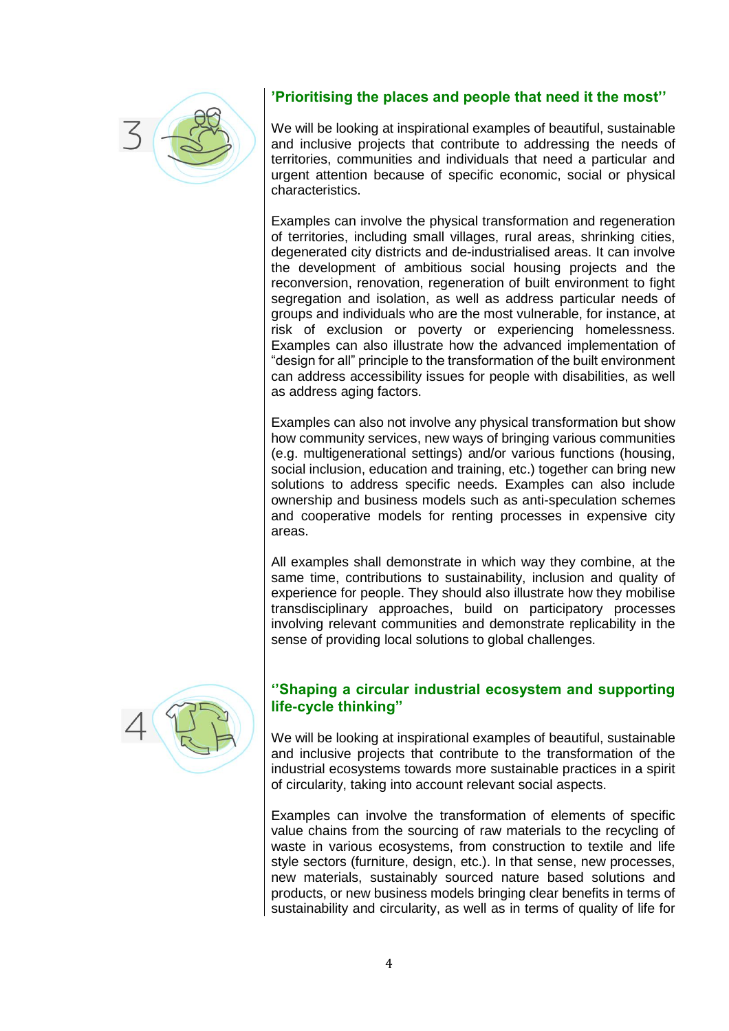## 3 'Prioritising the places and people that need it the most''

We will be looking at inspirational examples of beautiful, sustainable and inclusive projects that contribute to addressing the needs of territories, communities and individuals that need a particular and urgent attention because of specific economic, social or physical characteristics.

Examples can involve the physical transformation and regeneration of territories, including small villages, rural areas, shrinking cities, degenerated city districts and de-industrialised areas. It can involve the development of ambitious social housing projects and the reconversion, renovation, regeneration of built environment to fight segregation and isolation, as well as address particular needs of groups and individuals who are the most vulnerable, for instance, at risk of exclusion or poverty or experiencing homelessness. Examples can also illustrate how the advanced implementation of "design for all" principle to the transformation of the built environment can address accessibility issues for people with disabilities, as well as address aging factors.

Examples can also not involve any physical transformation but show how community services, new ways of bringing various communities (e.g. multigenerational settings) and/or various functions (housing, social inclusion, education and training, etc.) together can bring new solutions to address specific needs. Examples can also include ownership and business models such as anti-speculation schemes and cooperative models for renting processes in expensive city areas.

All examples shall demonstrate in which way they combine, at the same time, contributions to sustainability, inclusion and quality of experience for people. They should also illustrate how they mobilise transdisciplinary approaches, build on participatory processes involving relevant communities and demonstrate replicability in the sense of providing local solutions to global challenges.

## 4 ''Shaping a circular industrial ecosystem and supporting life-cycle thinking"

We will be looking at inspirational examples of beautiful, sustainable and inclusive projects that contribute to the transformation of the industrial ecosystems towards more sustainable practices in a spirit of circularity, taking into account relevant social aspects.

Examples can involve the transformation of elements of specific value chains from the sourcing of raw materials to the recycling of waste in various ecosystems, from construction to textile and life style sectors (furniture, design, etc.). In that sense, new processes, new materials, sustainably sourced nature based solutions and products, or new business models bringing clear benefits in terms of sustainability and circularity, as well as in terms of quality of life for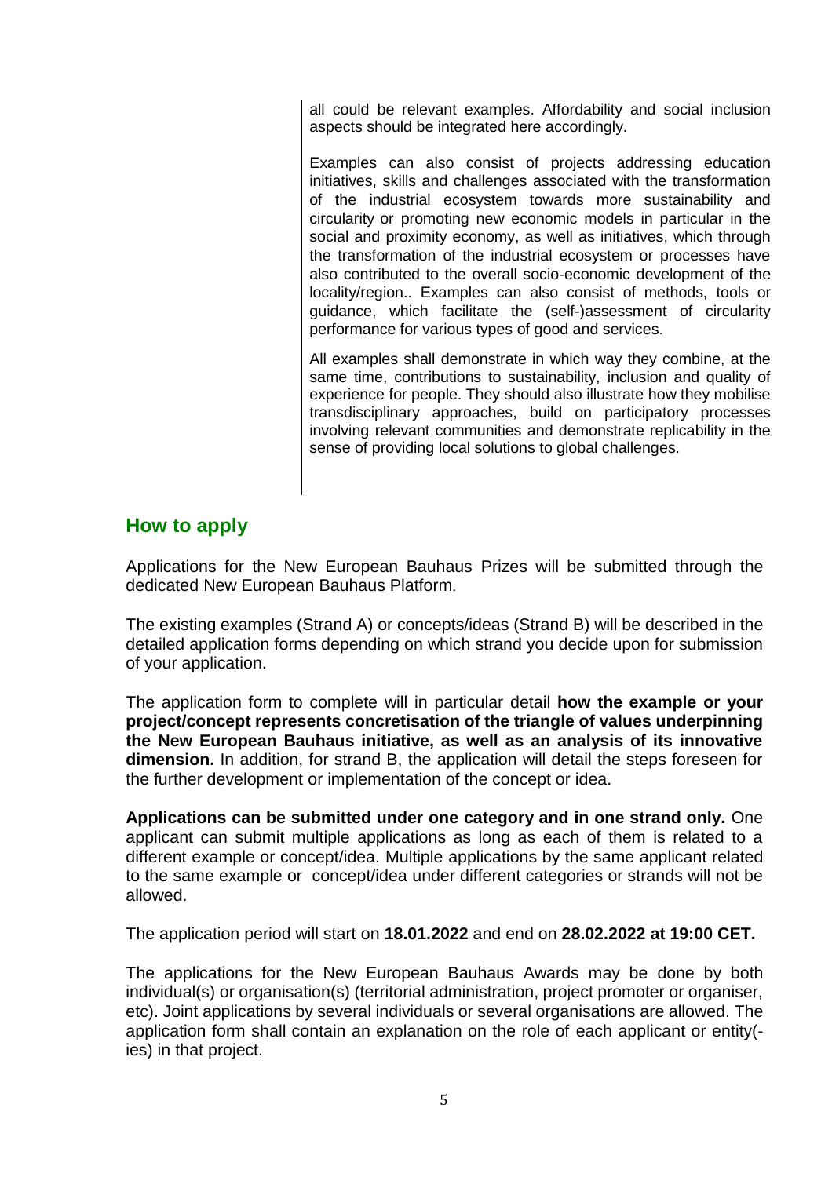all could be relevant examples. Affordability and social inclusion aspects should be integrated here accordingly.

Examples can also consist of projects addressing education initiatives, skills and challenges associated with the transformation of the industrial ecosystem towards more sustainability and circularity or promoting new economic models in particular in the social and proximity economy, as well as initiatives, which through the transformation of the industrial ecosystem or processes have also contributed to the overall socio-economic development of the locality/region.. Examples can also consist of methods, tools or guidance, which facilitate the (self-)assessment of circularity performance for various types of good and services.

All examples shall demonstrate in which way they combine, at the same time, contributions to sustainability, inclusion and quality of experience for people. They should also illustrate how they mobilise transdisciplinary approaches, build on participatory processes involving relevant communities and demonstrate replicability in the sense of providing local solutions to global challenges.

## How to apply

Applications for the New European Bauhaus Prizes will be submitted through the dedicated New European Bauhaus Platform.

The existing examples (Strand A) or concepts/ideas (Strand B) will be described in the detailed application forms depending on which strand you decide upon for submission of your application.

The application form to complete will in particular detail **how the example or your project/concept represents concretisation of the triangle of values underpinning the New European Bauhaus initiative, as well as an analysis of its innovative dimension.** In addition, for strand B, the application will detail the steps foreseen for the further development or implementation of the concept or idea.

**Applications can be submitted under one category and in one strand only.** One applicant can submit multiple applications as long as each of them is related to a different example or concept/idea. Multiple applications by the same applicant related to the same example or concept/idea under different categories or strands will not be allowed.

The application period will start on **18.01.2022** and end on **28.02.2022 at 19:00 CET.**

The applications for the New European Bauhaus Awards may be done by both individual(s) or organisation(s) (territorial administration, project promoter or organiser, etc). Joint applications by several individuals or several organisations are allowed. The application form shall contain an explanation on the role of each applicant or entity(-ies) in that project.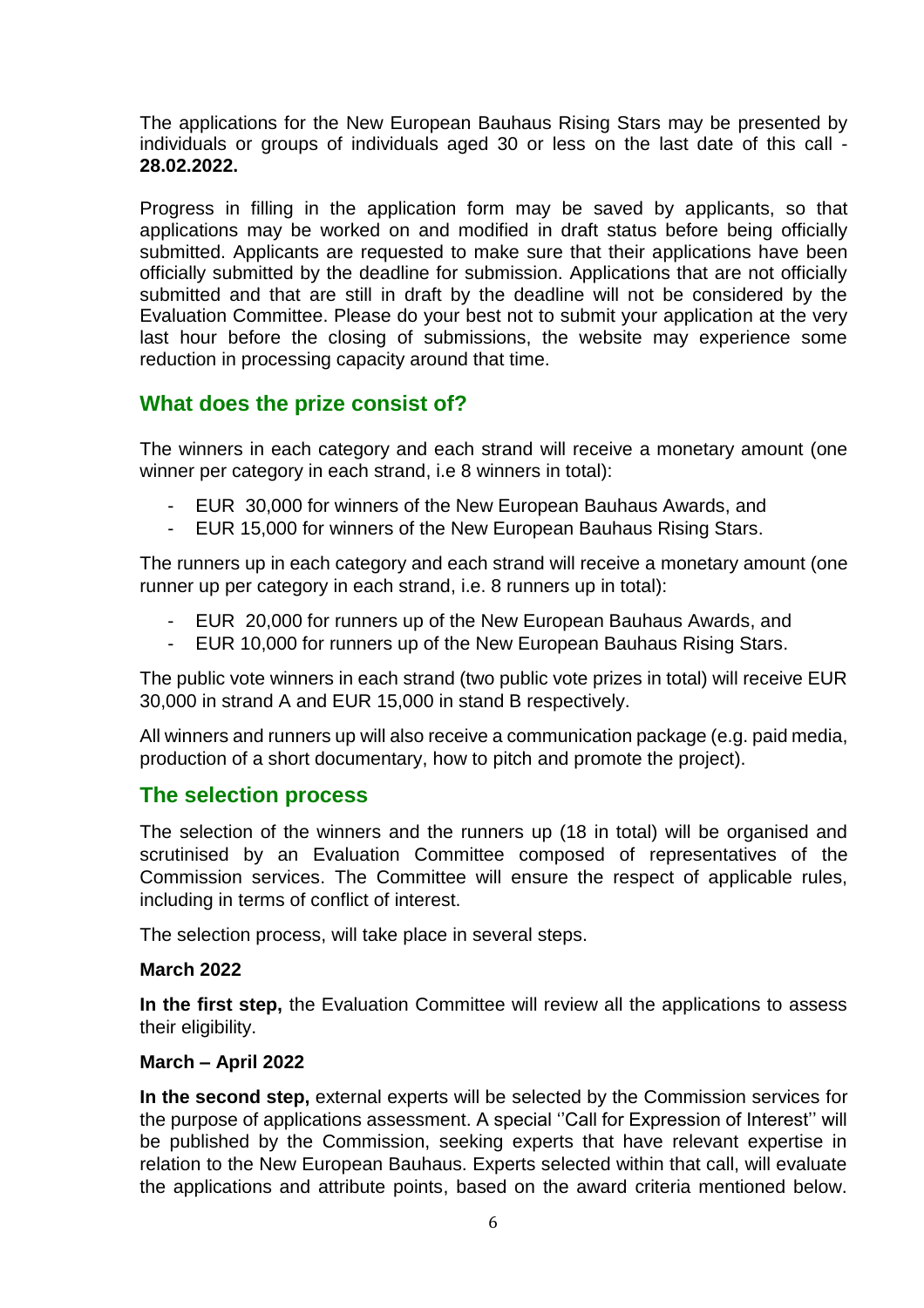The applications for the New European Bauhaus Rising Stars may be presented by individuals or groups of individuals aged 30 or less on the last date of this call - **28.02.2022.**

Progress in filling in the application form may be saved by applicants, so that applications may be worked on and modified in draft status before being officially submitted. Applicants are requested to make sure that their applications have been officially submitted by the deadline for submission. Applications that are not officially submitted and that are still in draft by the deadline will not be considered by the Evaluation Committee. Please do your best not to submit your application at the very last hour before the closing of submissions, the website may experience some reduction in processing capacity around that time.

## What does the prize consist of?

The winners in each category and each strand will receive a monetary amount (one winner per category in each strand, i.e 8 winners in total):

- EUR 30,000 for winners of the New European Bauhaus Awards, and
- EUR 15,000 for winners of the New European Bauhaus Rising Stars.

The runners up in each category and each strand will receive a monetary amount (one runner up per category in each strand, i.e. 8 runners up in total):

- EUR 20,000 for runners up of the New European Bauhaus Awards, and
- EUR 10,000 for runners up of the New European Bauhaus Rising Stars.

The public vote winners in each strand (two public vote prizes in total) will receive EUR 30,000 in strand A and EUR 15,000 in stand B respectively.

All winners and runners up will also receive a communication package (e.g. paid media, production of a short documentary, how to pitch and promote the project).

## The selection process

The selection of the winners and the runners up (18 in total) will be organised and scrutinised by an Evaluation Committee composed of representatives of the Commission services. The Committee will ensure the respect of applicable rules, including in terms of conflict of interest.

The selection process, will take place in several steps.

**March 2022**

**In the first step,** the Evaluation Committee will review all the applications to assess their eligibility.

**March – April 2022**

**In the second step,** external experts will be selected by the Commission services for the purpose of applications assessment. A special ''Call for Expression of Interest'' will be published by the Commission, seeking experts that have relevant expertise in relation to the New European Bauhaus. Experts selected within that call, will evaluate the applications and attribute points, based on the award criteria mentioned below.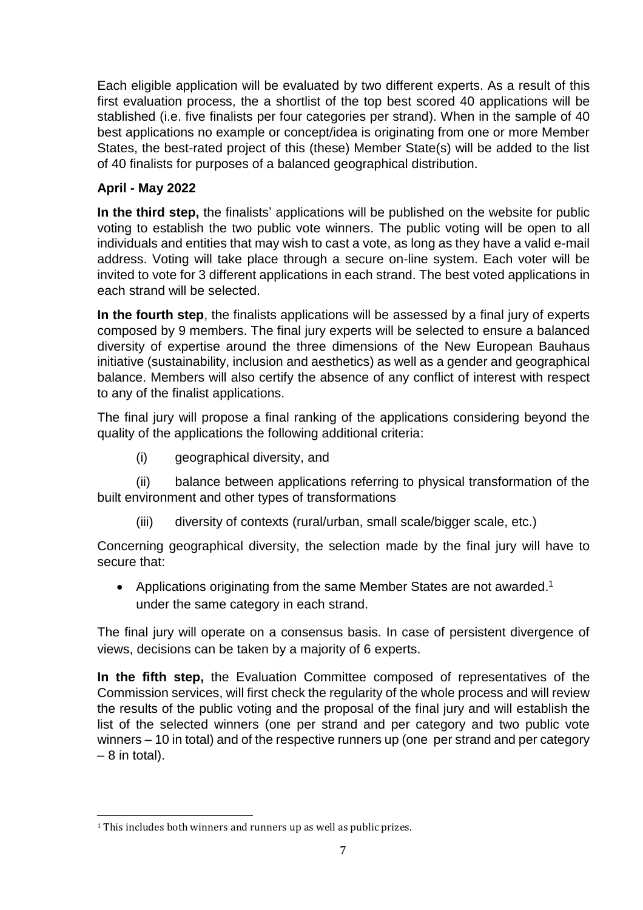Each eligible application will be evaluated by two different experts. As a result of this first evaluation process, the a shortlist of the top best scored 40 applications will be stablished (i.e. five finalists per four categories per strand). When in the sample of 40 best applications no example or concept/idea is originating from one or more Member States, the best-rated project of this (these) Member State(s) will be added to the list of 40 finalists for purposes of a balanced geographical distribution.

**April - May 2022**

**In the third step,** the finalists' applications will be published on the website for public voting to establish the two public vote winners. The public voting will be open to all individuals and entities that may wish to cast a vote, as long as they have a valid e-mail address. Voting will take place through a secure on-line system. Each voter will be invited to vote for 3 different applications in each strand. The best voted applications in each strand will be selected.

**In the fourth step**, the finalists applications will be assessed by a final jury of experts composed by 9 members. The final jury experts will be selected to ensure a balanced diversity of expertise around the three dimensions of the New European Bauhaus initiative (sustainability, inclusion and aesthetics) as well as a gender and geographical balance. Members will also certify the absence of any conflict of interest with respect to any of the finalist applications.

The final jury will propose a final ranking of the applications considering beyond the quality of the applications the following additional criteria:

(i) geographical diversity, and

(ii) balance between applications referring to physical transformation of the built environment and other types of transformations

(iii) diversity of contexts (rural/urban, small scale/bigger scale, etc.)

Concerning geographical diversity, the selection made by the final jury will have to secure that:

- Applications originating from the same Member States are not awarded.[1] under the same category in each strand.

The final jury will operate on a consensus basis. In case of persistent divergence of views, decisions can be taken by a majority of 6 experts.

**In the fifth step,** the Evaluation Committee composed of representatives of the Commission services, will first check the regularity of the whole process and will review the results of the public voting and the proposal of the final jury and will establish the list of the selected winners (one per strand and per category and two public vote winners – 10 in total) and of the respective runners up (one per strand and per category – 8 in total).

[1] This includes both winners and runners up as well as public prizes.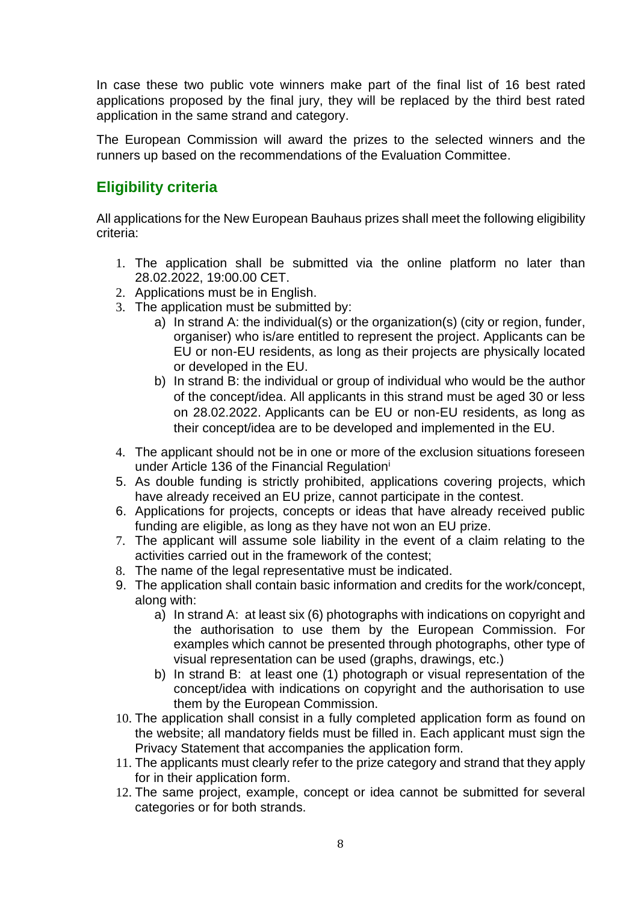In case these two public vote winners make part of the final list of 16 best rated applications proposed by the final jury, they will be replaced by the third best rated application in the same strand and category.

The European Commission will award the prizes to the selected winners and the runners up based on the recommendations of the Evaluation Committee.

## Eligibility criteria

All applications for the New European Bauhaus prizes shall meet the following eligibility criteria:

1. The application shall be submitted via the online platform no later than 28.02.2022, 19:00.00 CET.
2. Applications must be in English.
3. The application must be submitted by:
   a) In strand A: the individual(s) or the organization(s) (city or region, funder, organiser) who is/are entitled to represent the project. Applicants can be EU or non-EU residents, as long as their projects are physically located or developed in the EU.
   b) In strand B: the individual or group of individual who would be the author of the concept/idea. All applicants in this strand must be aged 30 or less on 28.02.2022. Applicants can be EU or non-EU residents, as long as their concept/idea are to be developed and implemented in the EU.
4. The applicant should not be in one or more of the exclusion situations foreseen under Article 136 of the Financial Regulation[i]
5. As double funding is strictly prohibited, applications covering projects, which have already received an EU prize, cannot participate in the contest.
6. Applications for projects, concepts or ideas that have already received public funding are eligible, as long as they have not won an EU prize.
7. The applicant will assume sole liability in the event of a claim relating to the activities carried out in the framework of the contest;
8. The name of the legal representative must be indicated.
9. The application shall contain basic information and credits for the work/concept, along with:
   a) In strand A: at least six (6) photographs with indications on copyright and the authorisation to use them by the European Commission. For examples which cannot be presented through photographs, other type of visual representation can be used (graphs, drawings, etc.)
   b) In strand B: at least one (1) photograph or visual representation of the concept/idea with indications on copyright and the authorisation to use them by the European Commission.
10. The application shall consist in a fully completed application form as found on the website; all mandatory fields must be filled in. Each applicant must sign the Privacy Statement that accompanies the application form.
11. The applicants must clearly refer to the prize category and strand that they apply for in their application form.
12. The same project, example, concept or idea cannot be submitted for several categories or for both strands.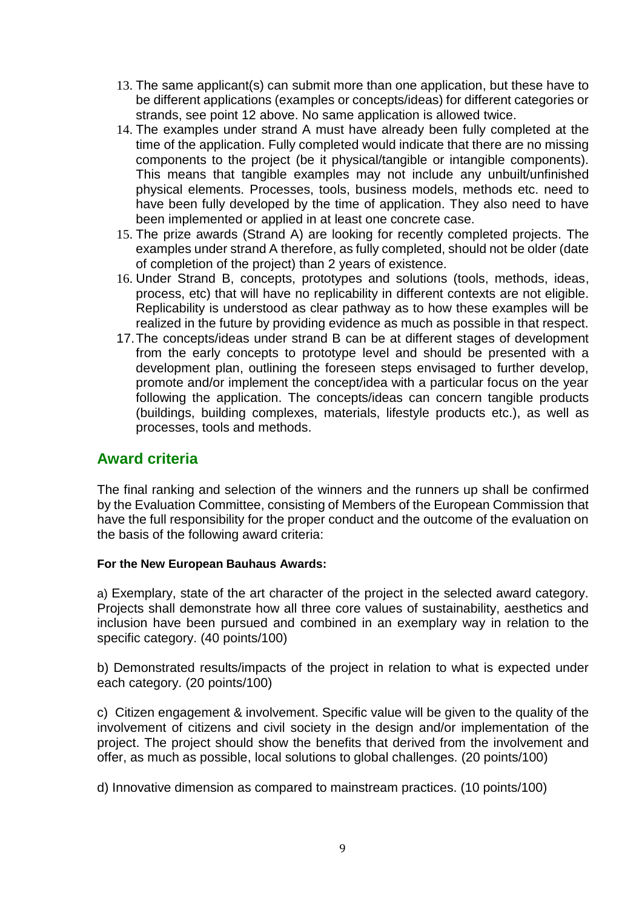13. The same applicant(s) can submit more than one application, but these have to be different applications (examples or concepts/ideas) for different categories or strands, see point 12 above. No same application is allowed twice.
14. The examples under strand A must have already been fully completed at the time of the application. Fully completed would indicate that there are no missing components to the project (be it physical/tangible or intangible components). This means that tangible examples may not include any unbuilt/unfinished physical elements. Processes, tools, business models, methods etc. need to have been fully developed by the time of application. They also need to have been implemented or applied in at least one concrete case.
15. The prize awards (Strand A) are looking for recently completed projects. The examples under strand A therefore, as fully completed, should not be older (date of completion of the project) than 2 years of existence.
16. Under Strand B, concepts, prototypes and solutions (tools, methods, ideas, process, etc) that will have no replicability in different contexts are not eligible. Replicability is understood as clear pathway as to how these examples will be realized in the future by providing evidence as much as possible in that respect.
17. The concepts/ideas under strand B can be at different stages of development from the early concepts to prototype level and should be presented with a development plan, outlining the foreseen steps envisaged to further develop, promote and/or implement the concept/idea with a particular focus on the year following the application. The concepts/ideas can concern tangible products (buildings, building complexes, materials, lifestyle products etc.), as well as processes, tools and methods.

## Award criteria

The final ranking and selection of the winners and the runners up shall be confirmed by the Evaluation Committee, consisting of Members of the European Commission that have the full responsibility for the proper conduct and the outcome of the evaluation on the basis of the following award criteria:

**For the New European Bauhaus Awards:**

a) Exemplary, state of the art character of the project in the selected award category. Projects shall demonstrate how all three core values of sustainability, aesthetics and inclusion have been pursued and combined in an exemplary way in relation to the specific category. (40 points/100)

b) Demonstrated results/impacts of the project in relation to what is expected under each category. (20 points/100)

c) Citizen engagement & involvement. Specific value will be given to the quality of the involvement of citizens and civil society in the design and/or implementation of the project. The project should show the benefits that derived from the involvement and offer, as much as possible, local solutions to global challenges. (20 points/100)

d) Innovative dimension as compared to mainstream practices. (10 points/100)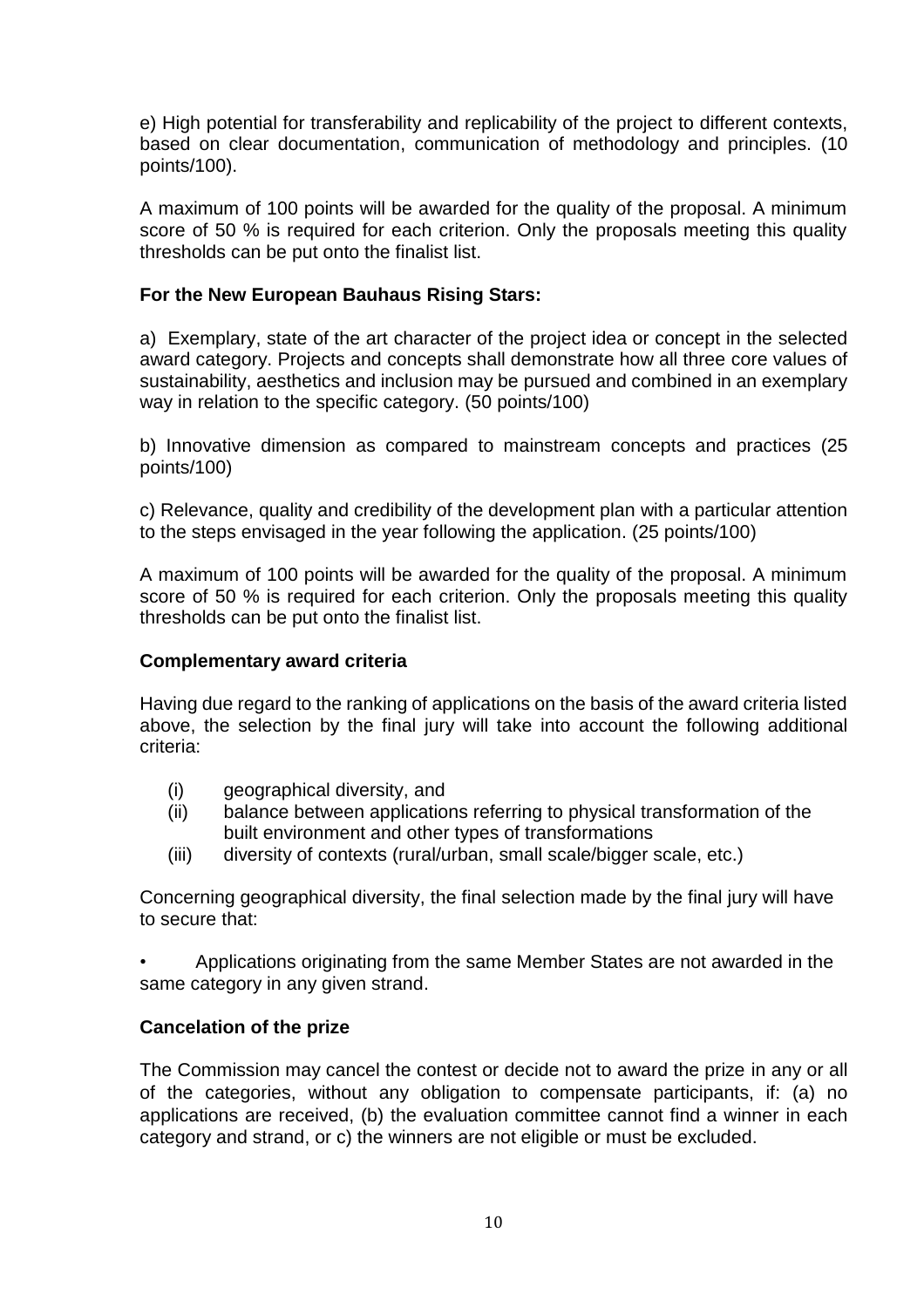e) High potential for transferability and replicability of the project to different contexts, based on clear documentation, communication of methodology and principles. (10 points/100).

A maximum of 100 points will be awarded for the quality of the proposal. A minimum score of 50 % is required for each criterion. Only the proposals meeting this quality thresholds can be put onto the finalist list.

**For the New European Bauhaus Rising Stars:**

a) Exemplary, state of the art character of the project idea or concept in the selected award category. Projects and concepts shall demonstrate how all three core values of sustainability, aesthetics and inclusion may be pursued and combined in an exemplary way in relation to the specific category. (50 points/100)

b) Innovative dimension as compared to mainstream concepts and practices (25 points/100)

c) Relevance, quality and credibility of the development plan with a particular attention to the steps envisaged in the year following the application. (25 points/100)

A maximum of 100 points will be awarded for the quality of the proposal. A minimum score of 50 % is required for each criterion. Only the proposals meeting this quality thresholds can be put onto the finalist list.

**Complementary award criteria**

Having due regard to the ranking of applications on the basis of the award criteria listed above, the selection by the final jury will take into account the following additional criteria:

(i) geographical diversity, and
(ii) balance between applications referring to physical transformation of the built environment and other types of transformations
(iii) diversity of contexts (rural/urban, small scale/bigger scale, etc.)

Concerning geographical diversity, the final selection made by the final jury will have to secure that:

- Applications originating from the same Member States are not awarded in the same category in any given strand.

**Cancelation of the prize**

The Commission may cancel the contest or decide not to award the prize in any or all of the categories, without any obligation to compensate participants, if: (a) no applications are received, (b) the evaluation committee cannot find a winner in each category and strand, or c) the winners are not eligible or must be excluded.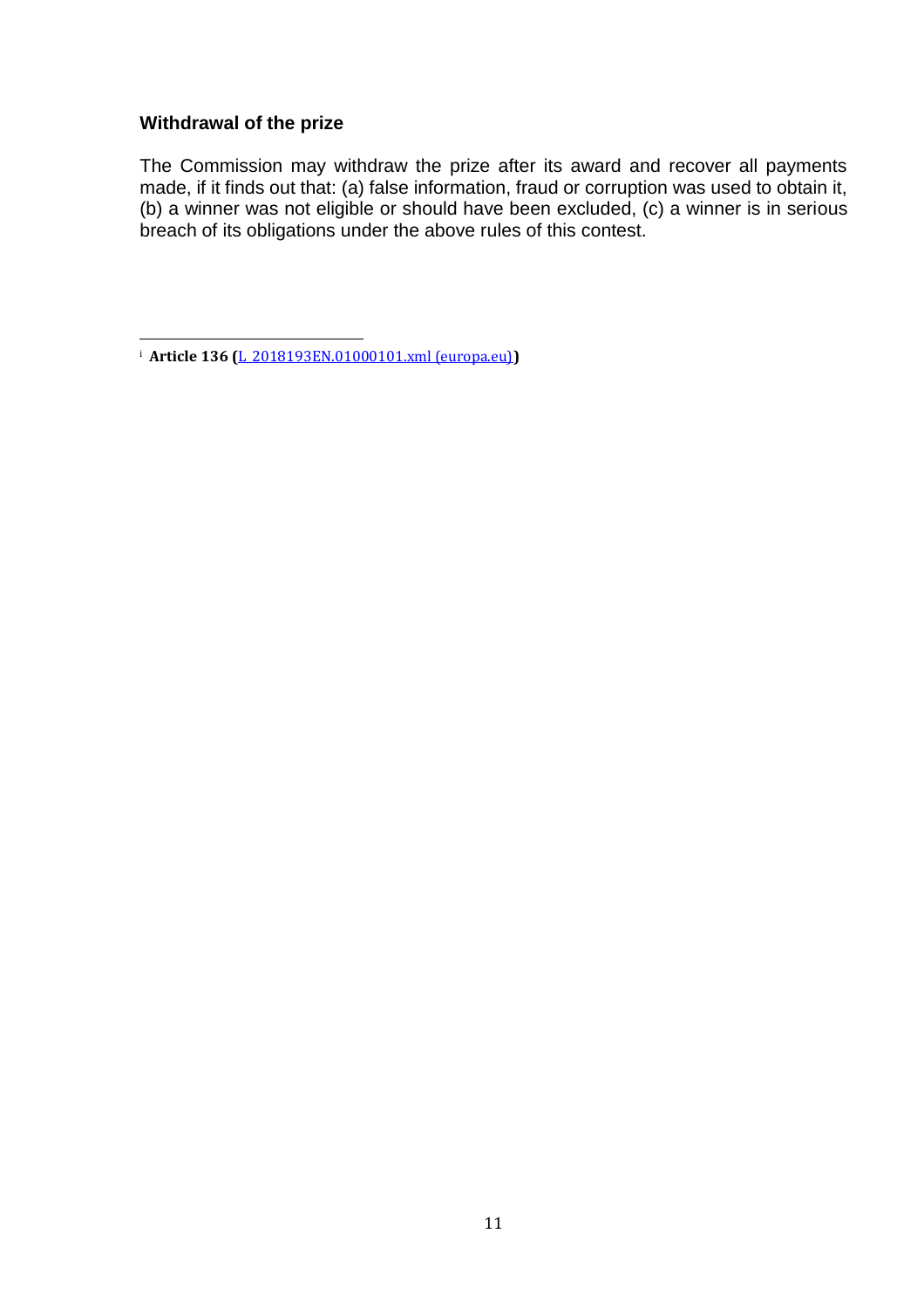### Withdrawal of the prize

The Commission may withdraw the prize after its award and recover all payments made, if it finds out that: (a) false information, fraud or corruption was used to obtain it, (b) a winner was not eligible or should have been excluded, (c) a winner is in serious breach of its obligations under the above rules of this contest.

---

[i] **Article 136 (**L_2018193EN.01000101.xml (europa.eu)**)**